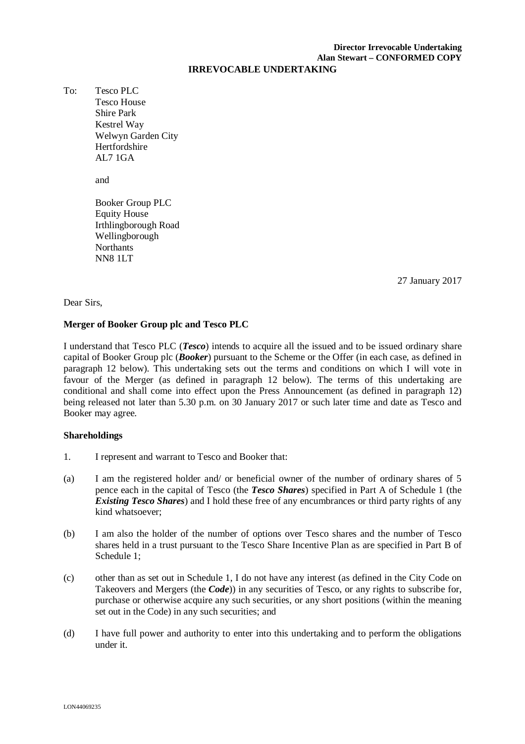**Director Irrevocable Undertaking**
**Alan Stewart – CONFORMED COPY**

# IRREVOCABLE UNDERTAKING

To: Tesco PLC
Tesco House
Shire Park
Kestrel Way
Welwyn Garden City
Hertfordshire
AL7 1GA

and

Booker Group PLC
Equity House
Irthlingborough Road
Wellingborough
Northants
NN8 1LT

27 January 2017

Dear Sirs,

**Merger of Booker Group plc and Tesco PLC**

I understand that Tesco PLC (***Tesco***) intends to acquire all the issued and to be issued ordinary share capital of Booker Group plc (***Booker***) pursuant to the Scheme or the Offer (in each case, as defined in paragraph 12 below). This undertaking sets out the terms and conditions on which I will vote in favour of the Merger (as defined in paragraph 12 below). The terms of this undertaking are conditional and shall come into effect upon the Press Announcement (as defined in paragraph 12) being released not later than 5.30 p.m. on 30 January 2017 or such later time and date as Tesco and Booker may agree.

**Shareholdings**

1. I represent and warrant to Tesco and Booker that:

(a) I am the registered holder and/ or beneficial owner of the number of ordinary shares of 5 pence each in the capital of Tesco (the ***Tesco Shares***) specified in Part A of Schedule 1 (the ***Existing Tesco Shares***) and I hold these free of any encumbrances or third party rights of any kind whatsoever;

(b) I am also the holder of the number of options over Tesco shares and the number of Tesco shares held in a trust pursuant to the Tesco Share Incentive Plan as are specified in Part B of Schedule 1;

(c) other than as set out in Schedule 1, I do not have any interest (as defined in the City Code on Takeovers and Mergers (the ***Code***)) in any securities of Tesco, or any rights to subscribe for, purchase or otherwise acquire any such securities, or any short positions (within the meaning set out in the Code) in any such securities; and

(d) I have full power and authority to enter into this undertaking and to perform the obligations under it.

LON44069235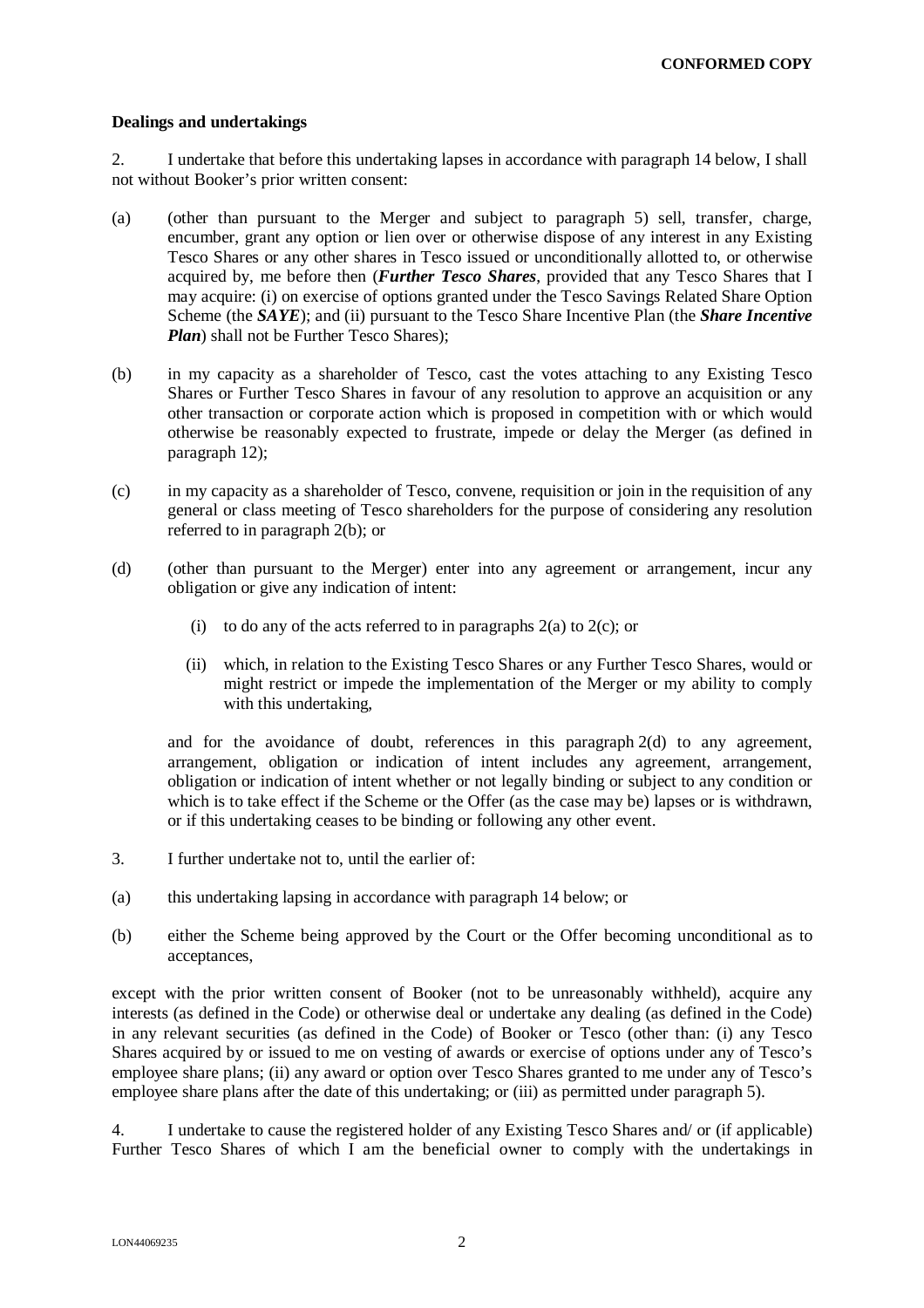**CONFORMED COPY**

**Dealings and undertakings**

2. I undertake that before this undertaking lapses in accordance with paragraph 14 below, I shall not without Booker's prior written consent:

(a) (other than pursuant to the Merger and subject to paragraph 5) sell, transfer, charge, encumber, grant any option or lien over or otherwise dispose of any interest in any Existing Tesco Shares or any other shares in Tesco issued or unconditionally allotted to, or otherwise acquired by, me before then (***Further Tesco Shares***, provided that any Tesco Shares that I may acquire: (i) on exercise of options granted under the Tesco Savings Related Share Option Scheme (the ***SAYE***); and (ii) pursuant to the Tesco Share Incentive Plan (the ***Share Incentive Plan***) shall not be Further Tesco Shares);

(b) in my capacity as a shareholder of Tesco, cast the votes attaching to any Existing Tesco Shares or Further Tesco Shares in favour of any resolution to approve an acquisition or any other transaction or corporate action which is proposed in competition with or which would otherwise be reasonably expected to frustrate, impede or delay the Merger (as defined in paragraph 12);

(c) in my capacity as a shareholder of Tesco, convene, requisition or join in the requisition of any general or class meeting of Tesco shareholders for the purpose of considering any resolution referred to in paragraph 2(b); or

(d) (other than pursuant to the Merger) enter into any agreement or arrangement, incur any obligation or give any indication of intent:

   (i) to do any of the acts referred to in paragraphs 2(a) to 2(c); or

   (ii) which, in relation to the Existing Tesco Shares or any Further Tesco Shares, would or might restrict or impede the implementation of the Merger or my ability to comply with this undertaking,

and for the avoidance of doubt, references in this paragraph 2(d) to any agreement, arrangement, obligation or indication of intent includes any agreement, arrangement, obligation or indication of intent whether or not legally binding or subject to any condition or which is to take effect if the Scheme or the Offer (as the case may be) lapses or is withdrawn, or if this undertaking ceases to be binding or following any other event.

3. I further undertake not to, until the earlier of:

(a) this undertaking lapsing in accordance with paragraph 14 below; or

(b) either the Scheme being approved by the Court or the Offer becoming unconditional as to acceptances,

except with the prior written consent of Booker (not to be unreasonably withheld), acquire any interests (as defined in the Code) or otherwise deal or undertake any dealing (as defined in the Code) in any relevant securities (as defined in the Code) of Booker or Tesco (other than: (i) any Tesco Shares acquired by or issued to me on vesting of awards or exercise of options under any of Tesco's employee share plans; (ii) any award or option over Tesco Shares granted to me under any of Tesco's employee share plans after the date of this undertaking; or (iii) as permitted under paragraph 5).

4. I undertake to cause the registered holder of any Existing Tesco Shares and/ or (if applicable) Further Tesco Shares of which I am the beneficial owner to comply with the undertakings in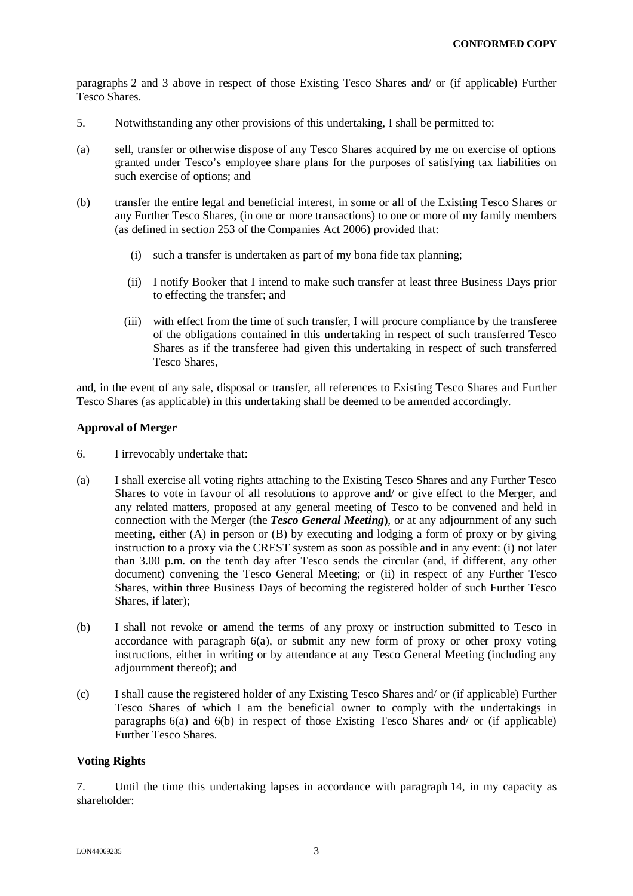paragraphs 2 and 3 above in respect of those Existing Tesco Shares and/ or (if applicable) Further Tesco Shares.

5. Notwithstanding any other provisions of this undertaking, I shall be permitted to:

(a) sell, transfer or otherwise dispose of any Tesco Shares acquired by me on exercise of options granted under Tesco's employee share plans for the purposes of satisfying tax liabilities on such exercise of options; and

(b) transfer the entire legal and beneficial interest, in some or all of the Existing Tesco Shares or any Further Tesco Shares, (in one or more transactions) to one or more of my family members (as defined in section 253 of the Companies Act 2006) provided that:

   (i) such a transfer is undertaken as part of my bona fide tax planning;

   (ii) I notify Booker that I intend to make such transfer at least three Business Days prior to effecting the transfer; and

   (iii) with effect from the time of such transfer, I will procure compliance by the transferee of the obligations contained in this undertaking in respect of such transferred Tesco Shares as if the transferee had given this undertaking in respect of such transferred Tesco Shares,

and, in the event of any sale, disposal or transfer, all references to Existing Tesco Shares and Further Tesco Shares (as applicable) in this undertaking shall be deemed to be amended accordingly.

**Approval of Merger**

6. I irrevocably undertake that:

(a) I shall exercise all voting rights attaching to the Existing Tesco Shares and any Further Tesco Shares to vote in favour of all resolutions to approve and/ or give effect to the Merger, and any related matters, proposed at any general meeting of Tesco to be convened and held in connection with the Merger (the ***Tesco General Meeting***), or at any adjournment of any such meeting, either (A) in person or (B) by executing and lodging a form of proxy or by giving instruction to a proxy via the CREST system as soon as possible and in any event: (i) not later than 3.00 p.m. on the tenth day after Tesco sends the circular (and, if different, any other document) convening the Tesco General Meeting; or (ii) in respect of any Further Tesco Shares, within three Business Days of becoming the registered holder of such Further Tesco Shares, if later);

(b) I shall not revoke or amend the terms of any proxy or instruction submitted to Tesco in accordance with paragraph 6(a), or submit any new form of proxy or other proxy voting instructions, either in writing or by attendance at any Tesco General Meeting (including any adjournment thereof); and

(c) I shall cause the registered holder of any Existing Tesco Shares and/ or (if applicable) Further Tesco Shares of which I am the beneficial owner to comply with the undertakings in paragraphs 6(a) and 6(b) in respect of those Existing Tesco Shares and/ or (if applicable) Further Tesco Shares.

**Voting Rights**

7. Until the time this undertaking lapses in accordance with paragraph 14, in my capacity as shareholder: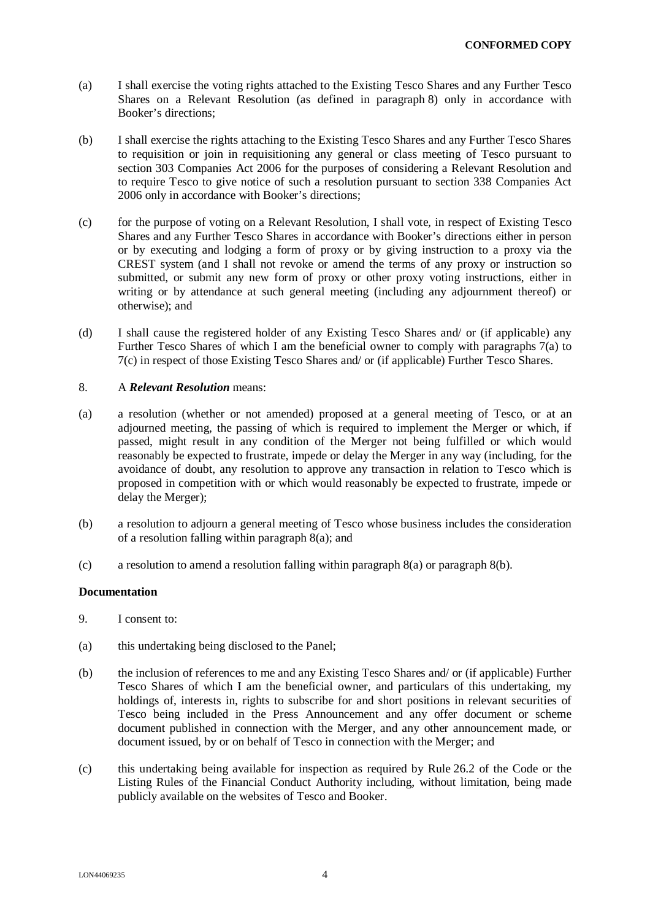(a) I shall exercise the voting rights attached to the Existing Tesco Shares and any Further Tesco Shares on a Relevant Resolution (as defined in paragraph 8) only in accordance with Booker's directions;

(b) I shall exercise the rights attaching to the Existing Tesco Shares and any Further Tesco Shares to requisition or join in requisitioning any general or class meeting of Tesco pursuant to section 303 Companies Act 2006 for the purposes of considering a Relevant Resolution and to require Tesco to give notice of such a resolution pursuant to section 338 Companies Act 2006 only in accordance with Booker's directions;

(c) for the purpose of voting on a Relevant Resolution, I shall vote, in respect of Existing Tesco Shares and any Further Tesco Shares in accordance with Booker's directions either in person or by executing and lodging a form of proxy or by giving instruction to a proxy via the CREST system (and I shall not revoke or amend the terms of any proxy or instruction so submitted, or submit any new form of proxy or other proxy voting instructions, either in writing or by attendance at such general meeting (including any adjournment thereof) or otherwise); and

(d) I shall cause the registered holder of any Existing Tesco Shares and/ or (if applicable) any Further Tesco Shares of which I am the beneficial owner to comply with paragraphs 7(a) to 7(c) in respect of those Existing Tesco Shares and/ or (if applicable) Further Tesco Shares.

8. A ***Relevant Resolution*** means:

(a) a resolution (whether or not amended) proposed at a general meeting of Tesco, or at an adjourned meeting, the passing of which is required to implement the Merger or which, if passed, might result in any condition of the Merger not being fulfilled or which would reasonably be expected to frustrate, impede or delay the Merger in any way (including, for the avoidance of doubt, any resolution to approve any transaction in relation to Tesco which is proposed in competition with or which would reasonably be expected to frustrate, impede or delay the Merger);

(b) a resolution to adjourn a general meeting of Tesco whose business includes the consideration of a resolution falling within paragraph 8(a); and

(c) a resolution to amend a resolution falling within paragraph 8(a) or paragraph 8(b).

**Documentation**

9. I consent to:

(a) this undertaking being disclosed to the Panel;

(b) the inclusion of references to me and any Existing Tesco Shares and/ or (if applicable) Further Tesco Shares of which I am the beneficial owner, and particulars of this undertaking, my holdings of, interests in, rights to subscribe for and short positions in relevant securities of Tesco being included in the Press Announcement and any offer document or scheme document published in connection with the Merger, and any other announcement made, or document issued, by or on behalf of Tesco in connection with the Merger; and

(c) this undertaking being available for inspection as required by Rule 26.2 of the Code or the Listing Rules of the Financial Conduct Authority including, without limitation, being made publicly available on the websites of Tesco and Booker.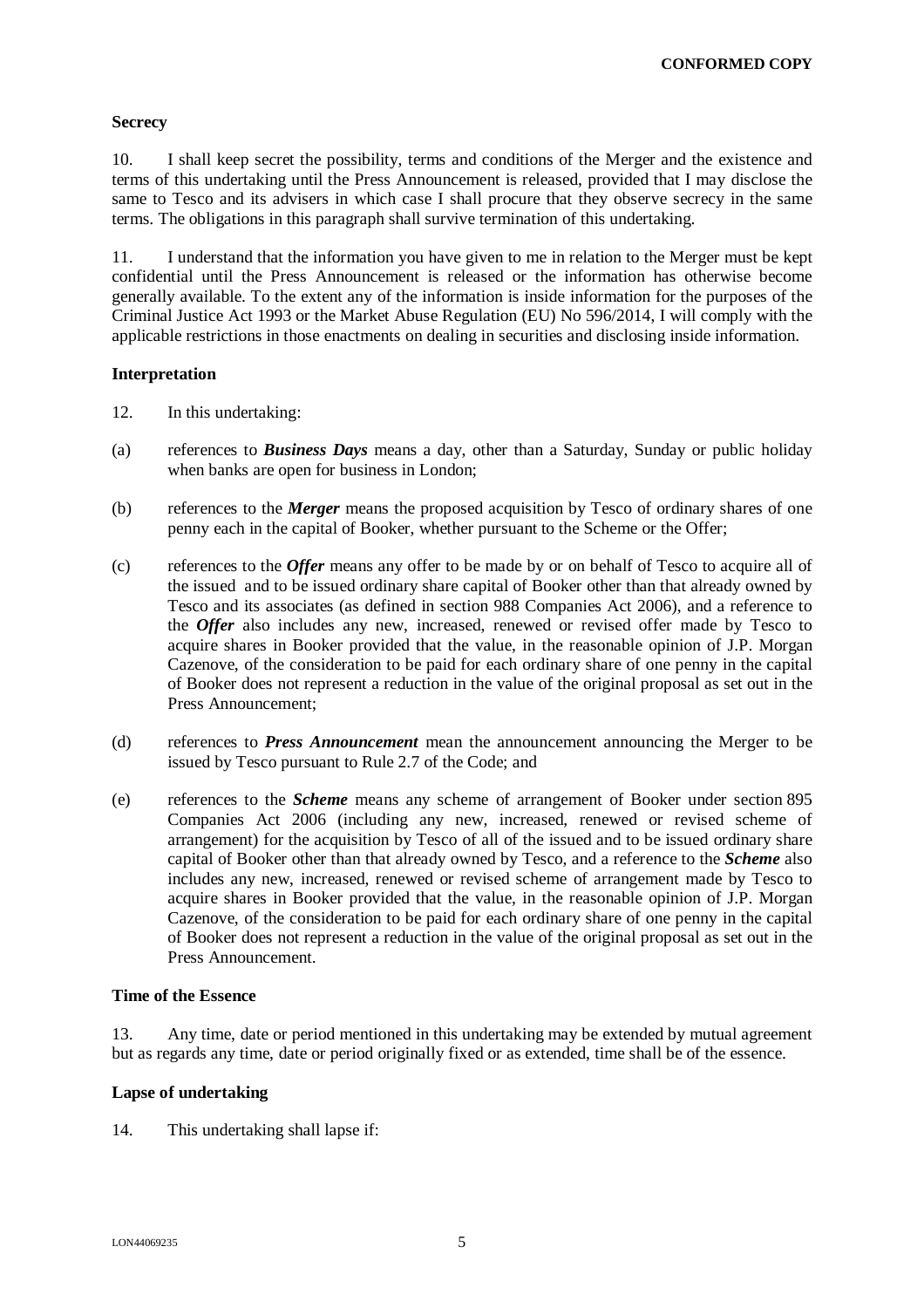**Secrecy**

10. I shall keep secret the possibility, terms and conditions of the Merger and the existence and terms of this undertaking until the Press Announcement is released, provided that I may disclose the same to Tesco and its advisers in which case I shall procure that they observe secrecy in the same terms. The obligations in this paragraph shall survive termination of this undertaking.

11. I understand that the information you have given to me in relation to the Merger must be kept confidential until the Press Announcement is released or the information has otherwise become generally available. To the extent any of the information is inside information for the purposes of the Criminal Justice Act 1993 or the Market Abuse Regulation (EU) No 596/2014, I will comply with the applicable restrictions in those enactments on dealing in securities and disclosing inside information.

**Interpretation**

12. In this undertaking:

(a) references to ***Business Days*** means a day, other than a Saturday, Sunday or public holiday when banks are open for business in London;

(b) references to the ***Merger*** means the proposed acquisition by Tesco of ordinary shares of one penny each in the capital of Booker, whether pursuant to the Scheme or the Offer;

(c) references to the ***Offer*** means any offer to be made by or on behalf of Tesco to acquire all of the issued and to be issued ordinary share capital of Booker other than that already owned by Tesco and its associates (as defined in section 988 Companies Act 2006), and a reference to the ***Offer*** also includes any new, increased, renewed or revised offer made by Tesco to acquire shares in Booker provided that the value, in the reasonable opinion of J.P. Morgan Cazenove, of the consideration to be paid for each ordinary share of one penny in the capital of Booker does not represent a reduction in the value of the original proposal as set out in the Press Announcement;

(d) references to ***Press Announcement*** mean the announcement announcing the Merger to be issued by Tesco pursuant to Rule 2.7 of the Code; and

(e) references to the ***Scheme*** means any scheme of arrangement of Booker under section 895 Companies Act 2006 (including any new, increased, renewed or revised scheme of arrangement) for the acquisition by Tesco of all of the issued and to be issued ordinary share capital of Booker other than that already owned by Tesco, and a reference to the ***Scheme*** also includes any new, increased, renewed or revised scheme of arrangement made by Tesco to acquire shares in Booker provided that the value, in the reasonable opinion of J.P. Morgan Cazenove, of the consideration to be paid for each ordinary share of one penny in the capital of Booker does not represent a reduction in the value of the original proposal as set out in the Press Announcement.

**Time of the Essence**

13. Any time, date or period mentioned in this undertaking may be extended by mutual agreement but as regards any time, date or period originally fixed or as extended, time shall be of the essence.

**Lapse of undertaking**

14. This undertaking shall lapse if: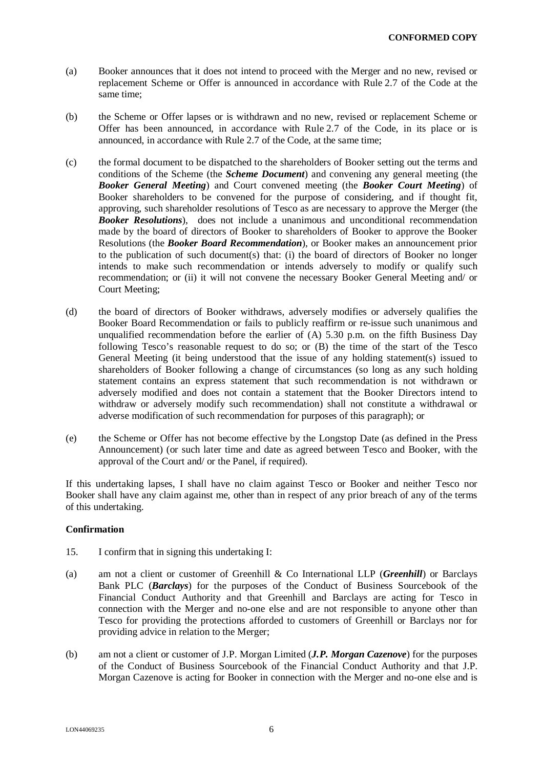(a) Booker announces that it does not intend to proceed with the Merger and no new, revised or replacement Scheme or Offer is announced in accordance with Rule 2.7 of the Code at the same time;

(b) the Scheme or Offer lapses or is withdrawn and no new, revised or replacement Scheme or Offer has been announced, in accordance with Rule 2.7 of the Code, in its place or is announced, in accordance with Rule 2.7 of the Code, at the same time;

(c) the formal document to be dispatched to the shareholders of Booker setting out the terms and conditions of the Scheme (the ***Scheme Document***) and convening any general meeting (the ***Booker General Meeting***) and Court convened meeting (the ***Booker Court Meeting***) of Booker shareholders to be convened for the purpose of considering, and if thought fit, approving, such shareholder resolutions of Tesco as are necessary to approve the Merger (the ***Booker Resolutions***), does not include a unanimous and unconditional recommendation made by the board of directors of Booker to shareholders of Booker to approve the Booker Resolutions (the ***Booker Board Recommendation***), or Booker makes an announcement prior to the publication of such document(s) that: (i) the board of directors of Booker no longer intends to make such recommendation or intends adversely to modify or qualify such recommendation; or (ii) it will not convene the necessary Booker General Meeting and/ or Court Meeting;

(d) the board of directors of Booker withdraws, adversely modifies or adversely qualifies the Booker Board Recommendation or fails to publicly reaffirm or re-issue such unanimous and unqualified recommendation before the earlier of (A) 5.30 p.m. on the fifth Business Day following Tesco's reasonable request to do so; or (B) the time of the start of the Tesco General Meeting (it being understood that the issue of any holding statement(s) issued to shareholders of Booker following a change of circumstances (so long as any such holding statement contains an express statement that such recommendation is not withdrawn or adversely modified and does not contain a statement that the Booker Directors intend to withdraw or adversely modify such recommendation) shall not constitute a withdrawal or adverse modification of such recommendation for purposes of this paragraph); or

(e) the Scheme or Offer has not become effective by the Longstop Date (as defined in the Press Announcement) (or such later time and date as agreed between Tesco and Booker, with the approval of the Court and/ or the Panel, if required).

If this undertaking lapses, I shall have no claim against Tesco or Booker and neither Tesco nor Booker shall have any claim against me, other than in respect of any prior breach of any of the terms of this undertaking.

**Confirmation**

15. I confirm that in signing this undertaking I:

(a) am not a client or customer of Greenhill & Co International LLP (***Greenhill***) or Barclays Bank PLC (***Barclays***) for the purposes of the Conduct of Business Sourcebook of the Financial Conduct Authority and that Greenhill and Barclays are acting for Tesco in connection with the Merger and no-one else and are not responsible to anyone other than Tesco for providing the protections afforded to customers of Greenhill or Barclays nor for providing advice in relation to the Merger;

(b) am not a client or customer of J.P. Morgan Limited (***J.P. Morgan Cazenove***) for the purposes of the Conduct of Business Sourcebook of the Financial Conduct Authority and that J.P. Morgan Cazenove is acting for Booker in connection with the Merger and no-one else and is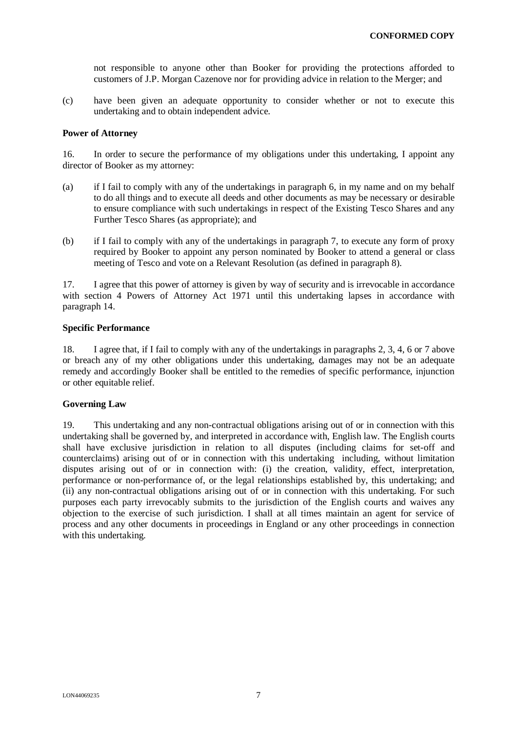not responsible to anyone other than Booker for providing the protections afforded to customers of J.P. Morgan Cazenove nor for providing advice in relation to the Merger; and

(c) have been given an adequate opportunity to consider whether or not to execute this undertaking and to obtain independent advice.

**Power of Attorney**

16. In order to secure the performance of my obligations under this undertaking, I appoint any director of Booker as my attorney:

(a) if I fail to comply with any of the undertakings in paragraph 6, in my name and on my behalf to do all things and to execute all deeds and other documents as may be necessary or desirable to ensure compliance with such undertakings in respect of the Existing Tesco Shares and any Further Tesco Shares (as appropriate); and

(b) if I fail to comply with any of the undertakings in paragraph 7, to execute any form of proxy required by Booker to appoint any person nominated by Booker to attend a general or class meeting of Tesco and vote on a Relevant Resolution (as defined in paragraph 8).

17. I agree that this power of attorney is given by way of security and is irrevocable in accordance with section 4 Powers of Attorney Act 1971 until this undertaking lapses in accordance with paragraph 14.

**Specific Performance**

18. I agree that, if I fail to comply with any of the undertakings in paragraphs 2, 3, 4, 6 or 7 above or breach any of my other obligations under this undertaking, damages may not be an adequate remedy and accordingly Booker shall be entitled to the remedies of specific performance, injunction or other equitable relief.

**Governing Law**

19. This undertaking and any non-contractual obligations arising out of or in connection with this undertaking shall be governed by, and interpreted in accordance with, English law. The English courts shall have exclusive jurisdiction in relation to all disputes (including claims for set-off and counterclaims) arising out of or in connection with this undertaking including, without limitation disputes arising out of or in connection with: (i) the creation, validity, effect, interpretation, performance or non-performance of, or the legal relationships established by, this undertaking; and (ii) any non-contractual obligations arising out of or in connection with this undertaking. For such purposes each party irrevocably submits to the jurisdiction of the English courts and waives any objection to the exercise of such jurisdiction. I shall at all times maintain an agent for service of process and any other documents in proceedings in England or any other proceedings in connection with this undertaking.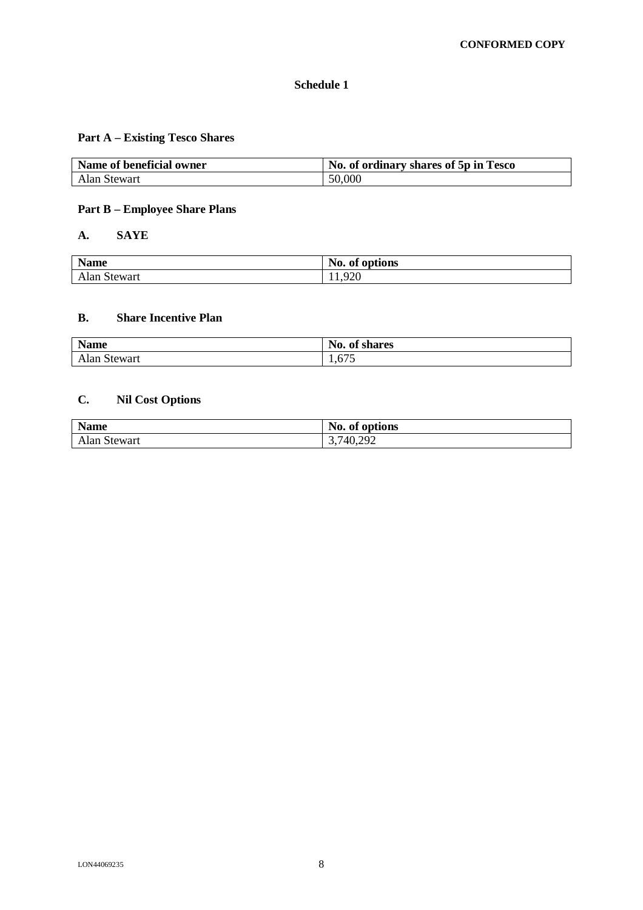**CONFORMED COPY**

# Schedule 1

## Part A – Existing Tesco Shares

| Name of beneficial owner | No. of ordinary shares of 5p in Tesco |
|---|---|
| Alan Stewart | 50,000 |

## Part B – Employee Share Plans

### A. SAYE

| Name | No. of options |
|---|---|
| Alan Stewart | 11,920 |

### B. Share Incentive Plan

| Name | No. of shares |
|---|---|
| Alan Stewart | 1,675 |

### C. Nil Cost Options

| Name | No. of options |
|---|---|
| Alan Stewart | 3,740,292 |

LON44069235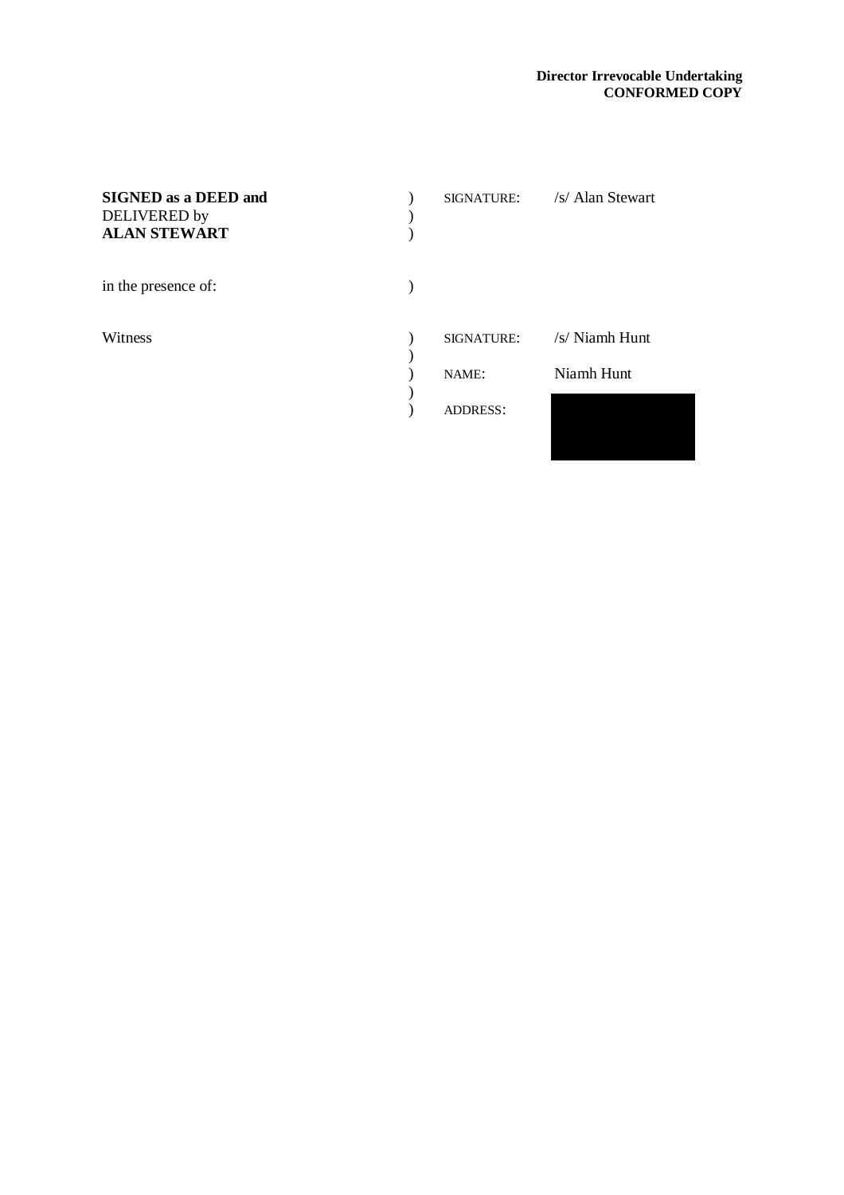| | | | |
|---|---|---|---|
| **SIGNED as a DEED and** DELIVERED by **ALAN STEWART** | ) ) ) | SIGNATURE: | /s/ Alan Stewart |
| in the presence of: | ) | | |
| Witness | ) ) | SIGNATURE: | /s/ Niamh Hunt |
| | ) ) | NAME: | Niamh Hunt |
| | ) | ADDRESS: | |